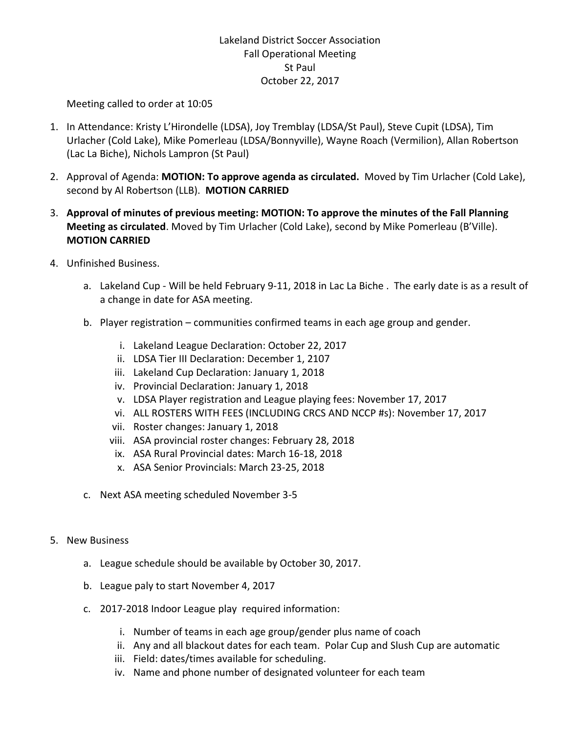Lakeland District Soccer Association
Fall Operational Meeting
St Paul
October 22, 2017

Meeting called to order at 10:05

1. In Attendance: Kristy L'Hirondelle (LDSA), Joy Tremblay (LDSA/St Paul), Steve Cupit (LDSA), Tim Urlacher (Cold Lake), Mike Pomerleau (LDSA/Bonnyville), Wayne Roach (Vermilion), Allan Robertson (Lac La Biche), Nichols Lampron (St Paul)

2. Approval of Agenda: **MOTION: To approve agenda as circulated.** Moved by Tim Urlacher (Cold Lake), second by Al Robertson (LLB). **MOTION CARRIED**

3. **Approval of minutes of previous meeting: MOTION: To approve the minutes of the Fall Planning Meeting as circulated**. Moved by Tim Urlacher (Cold Lake), second by Mike Pomerleau (B'Ville). **MOTION CARRIED**

4. Unfinished Business.

    a. Lakeland Cup - Will be held February 9-11, 2018 in Lac La Biche . The early date is as a result of a change in date for ASA meeting.

    b. Player registration – communities confirmed teams in each age group and gender.

        i. Lakeland League Declaration: October 22, 2017
        ii. LDSA Tier III Declaration: December 1, 2107
        iii. Lakeland Cup Declaration: January 1, 2018
        iv. Provincial Declaration: January 1, 2018
        v. LDSA Player registration and League playing fees: November 17, 2017
        vi. ALL ROSTERS WITH FEES (INCLUDING CRCS AND NCCP #s): November 17, 2017
        vii. Roster changes: January 1, 2018
        viii. ASA provincial roster changes: February 28, 2018
        ix. ASA Rural Provincial dates: March 16-18, 2018
        x. ASA Senior Provincials: March 23-25, 2018

    c. Next ASA meeting scheduled November 3-5

5. New Business

    a. League schedule should be available by October 30, 2017.

    b. League paly to start November 4, 2017

    c. 2017-2018 Indoor League play required information:

        i. Number of teams in each age group/gender plus name of coach
        ii. Any and all blackout dates for each team. Polar Cup and Slush Cup are automatic
        iii. Field: dates/times available for scheduling.
        iv. Name and phone number of designated volunteer for each team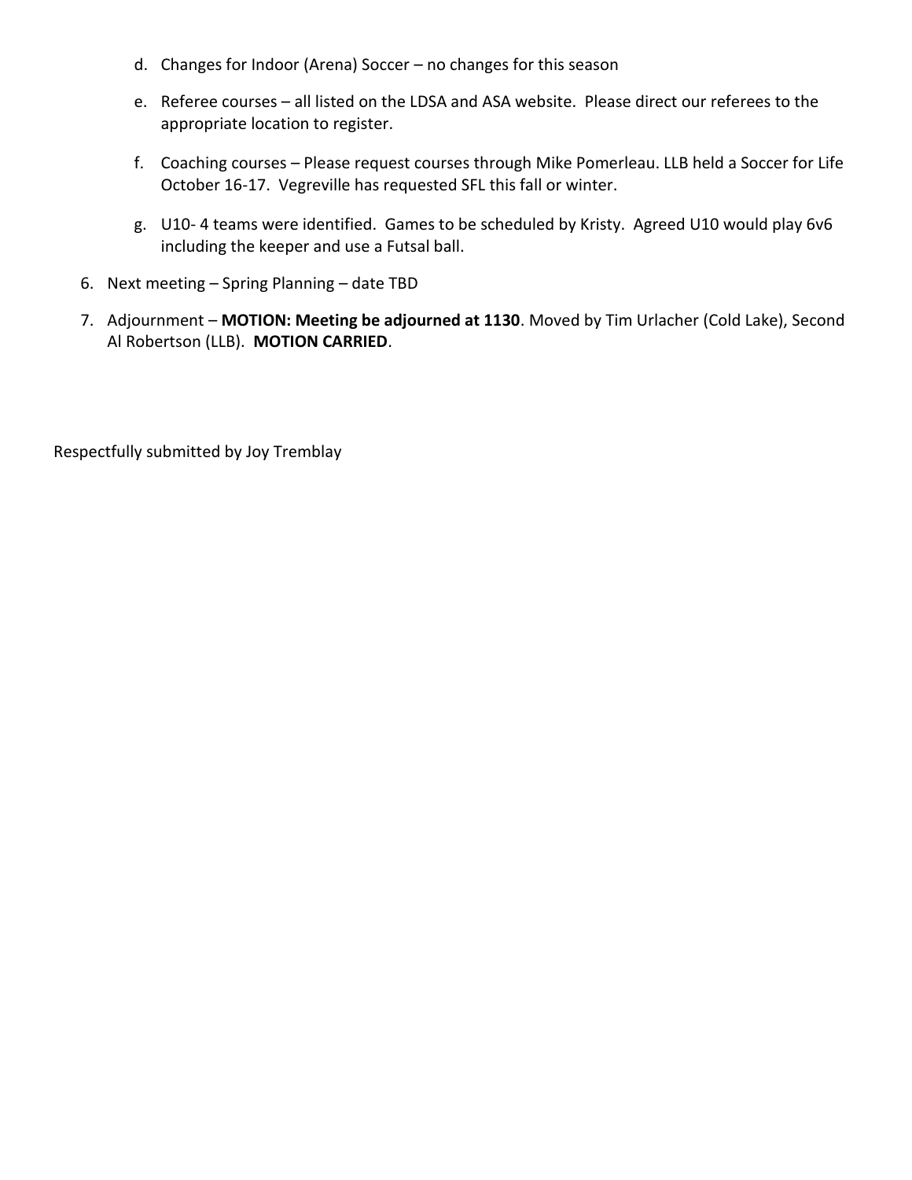d. Changes for Indoor (Arena) Soccer – no changes for this season

   e. Referee courses – all listed on the LDSA and ASA website. Please direct our referees to the appropriate location to register.

   f. Coaching courses – Please request courses through Mike Pomerleau. LLB held a Soccer for Life October 16-17. Vegreville has requested SFL this fall or winter.

   g. U10- 4 teams were identified. Games to be scheduled by Kristy. Agreed U10 would play 6v6 including the keeper and use a Futsal ball.

6. Next meeting – Spring Planning – date TBD

7. Adjournment – **MOTION: Meeting be adjourned at 1130**. Moved by Tim Urlacher (Cold Lake), Second Al Robertson (LLB). **MOTION CARRIED**.

Respectfully submitted by Joy Tremblay